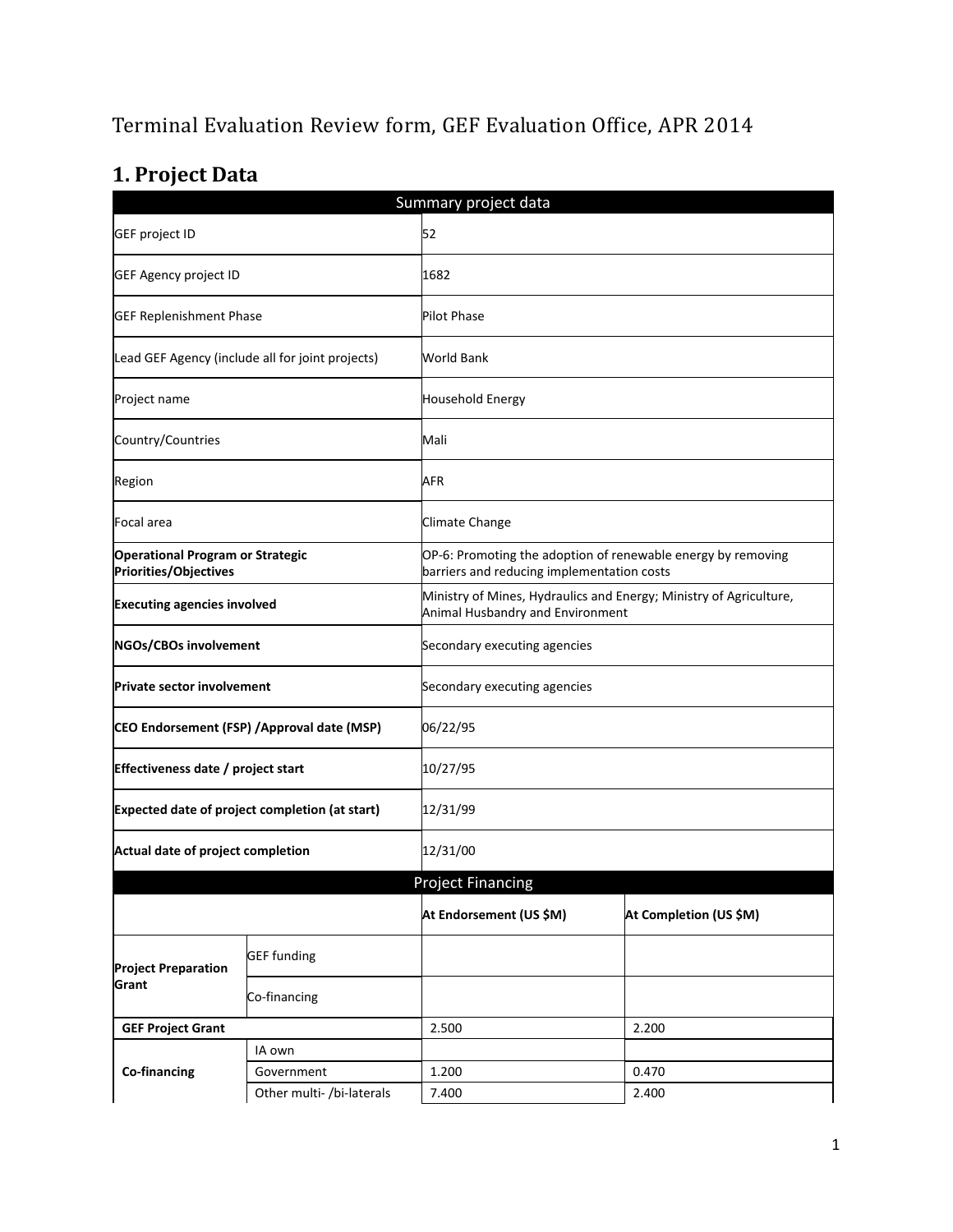# Terminal Evaluation Review form, GEF Evaluation Office, APR 2014

## 1. Project Data

| Summary project data | | | |
|---|---|---|---|
| GEF project ID | | 52 | |
| GEF Agency project ID | | 1682 | |
| GEF Replenishment Phase | | Pilot Phase | |
| Lead GEF Agency (include all for joint projects) | | World Bank | |
| Project name | | Household Energy | |
| Country/Countries | | Mali | |
| Region | | AFR | |
| Focal area | | Climate Change | |
| **Operational Program or Strategic Priorities/Objectives** | | OP-6: Promoting the adoption of renewable energy by removing barriers and reducing implementation costs | |
| **Executing agencies involved** | | Ministry of Mines, Hydraulics and Energy; Ministry of Agriculture, Animal Husbandry and Environment | |
| **NGOs/CBOs involvement** | | Secondary executing agencies | |
| **Private sector involvement** | | Secondary executing agencies | |
| **CEO Endorsement (FSP) /Approval date (MSP)** | | 06/22/95 | |
| **Effectiveness date / project start** | | 10/27/95 | |
| **Expected date of project completion (at start)** | | 12/31/99 | |
| **Actual date of project completion** | | 12/31/00 | |
| **Project Financing** | | | |
| | | **At Endorsement (US $M)** | **At Completion (US $M)** |
| **Project Preparation Grant** | GEF funding | | |
| | Co-financing | | |
| **GEF Project Grant** | | 2.500 | 2.200 |
| **Co-financing** | IA own | | |
| | Government | 1.200 | 0.470 |
| | Other multi- /bi-laterals | 7.400 | 2.400 |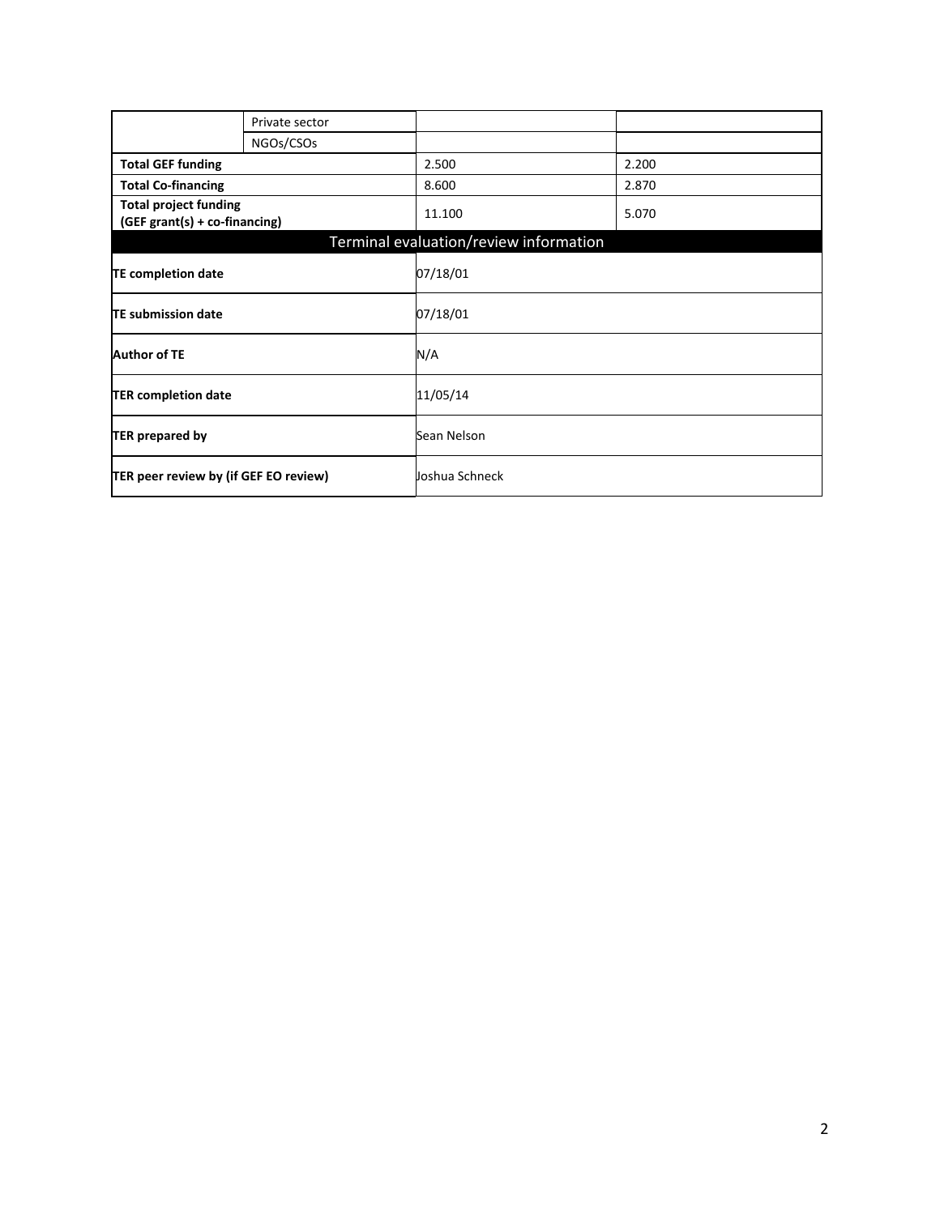| | | | |
|---|---|---|---|
| | Private sector | | |
| | NGOs/CSOs | | |
| **Total GEF funding** | | 2.500 | 2.200 |
| **Total Co-financing** | | 8.600 | 2.870 |
| **Total project funding (GEF grant(s) + co-financing)** | | 11.100 | 5.070 |

| Terminal evaluation/review information | |
|---|---|
| **TE completion date** | 07/18/01 |
| **TE submission date** | 07/18/01 |
| **Author of TE** | N/A |
| **TER completion date** | 11/05/14 |
| **TER prepared by** | Sean Nelson |
| **TER peer review by (if GEF EO review)** | Joshua Schneck |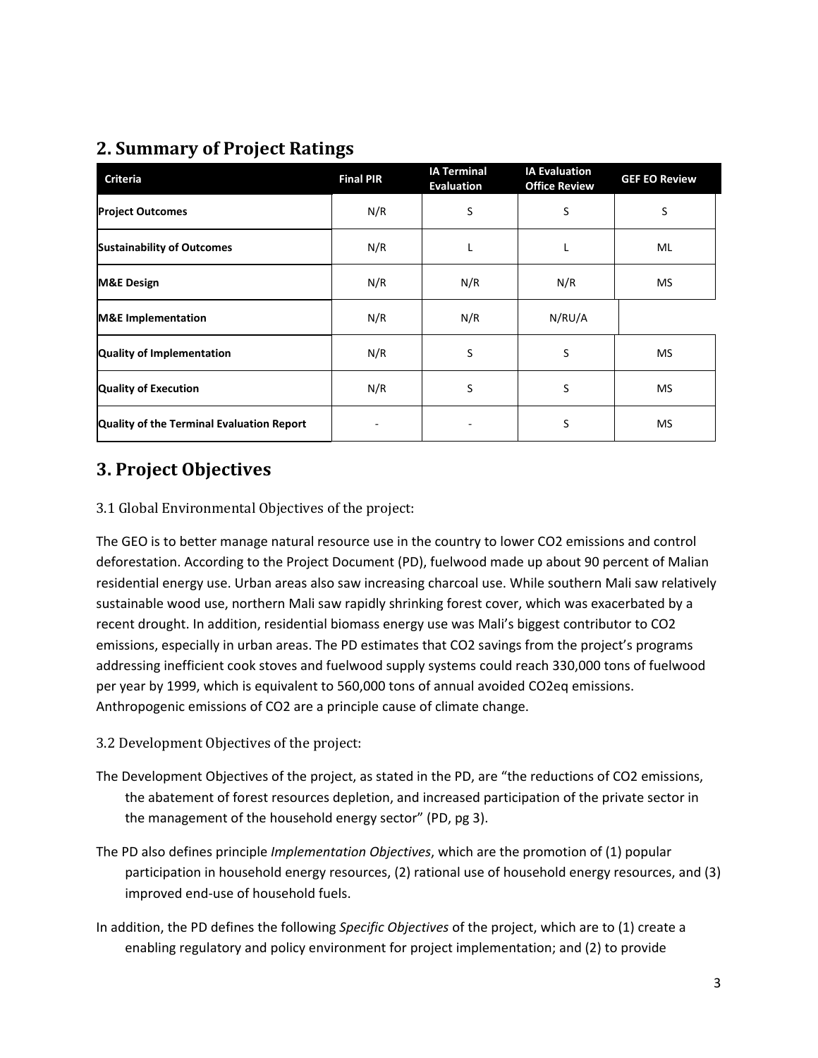## 2. Summary of Project Ratings

| Criteria | Final PIR | IA Terminal Evaluation | IA Evaluation Office Review | GEF EO Review |
|---|---|---|---|---|
| **Project Outcomes** | N/R | S | S | S |
| **Sustainability of Outcomes** | N/R | L | L | ML |
| **M&E Design** | N/R | N/R | N/R | MS |
| **M&E Implementation** | N/R | N/R | N/RU/A | |
| **Quality of Implementation** | N/R | S | S | MS |
| **Quality of Execution** | N/R | S | S | MS |
| **Quality of the Terminal Evaluation Report** | - | - | S | MS |

## 3. Project Objectives

### 3.1 Global Environmental Objectives of the project:

The GEO is to better manage natural resource use in the country to lower $CO_2$ emissions and control deforestation. According to the Project Document (PD), fuelwood made up about 90 percent of Malian residential energy use. Urban areas also saw increasing charcoal use. While southern Mali saw relatively sustainable wood use, northern Mali saw rapidly shrinking forest cover, which was exacerbated by a recent drought. In addition, residential biomass energy use was Mali's biggest contributor to $CO_2$ emissions, especially in urban areas. The PD estimates that $CO_2$ savings from the project's programs addressing inefficient cook stoves and fuelwood supply systems could reach 330,000 tons of fuelwood per year by 1999, which is equivalent to 560,000 tons of annual avoided $CO_2eq$ emissions. Anthropogenic emissions of $CO_2$ are a principle cause of climate change.

### 3.2 Development Objectives of the project:

The Development Objectives of the project, as stated in the PD, are "the reductions of $CO_2$ emissions, the abatement of forest resources depletion, and increased participation of the private sector in the management of the household energy sector" (PD, pg 3).

The PD also defines principle *Implementation Objectives*, which are the promotion of (1) popular participation in household energy resources, (2) rational use of household energy resources, and (3) improved end-use of household fuels.

In addition, the PD defines the following *Specific Objectives* of the project, which are to (1) create a enabling regulatory and policy environment for project implementation; and (2) to provide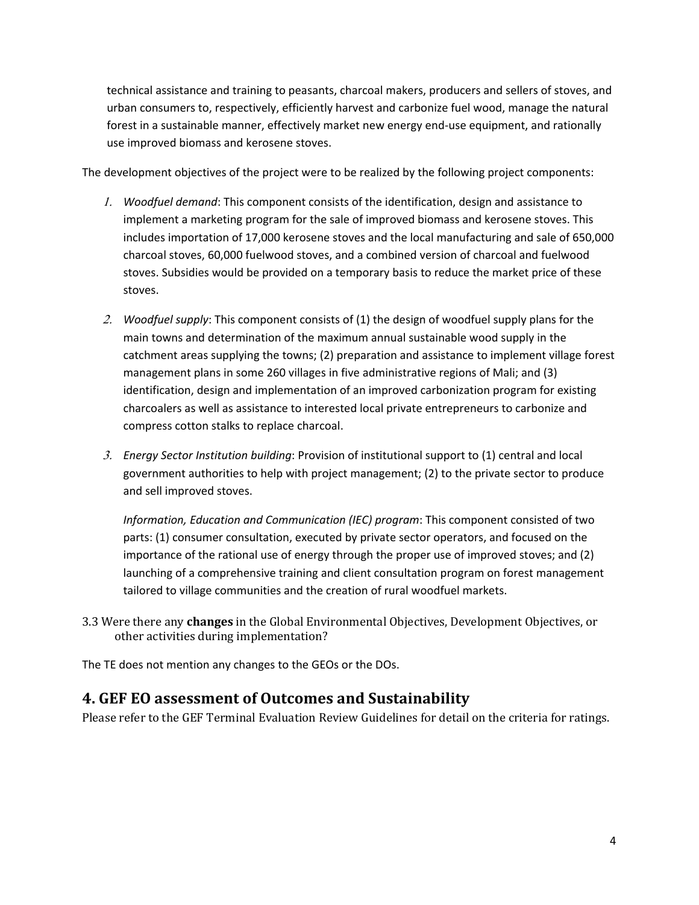technical assistance and training to peasants, charcoal makers, producers and sellers of stoves, and urban consumers to, respectively, efficiently harvest and carbonize fuel wood, manage the natural forest in a sustainable manner, effectively market new energy end-use equipment, and rationally use improved biomass and kerosene stoves.

The development objectives of the project were to be realized by the following project components:

1. *Woodfuel demand*: This component consists of the identification, design and assistance to implement a marketing program for the sale of improved biomass and kerosene stoves. This includes importation of 17,000 kerosene stoves and the local manufacturing and sale of 650,000 charcoal stoves, 60,000 fuelwood stoves, and a combined version of charcoal and fuelwood stoves. Subsidies would be provided on a temporary basis to reduce the market price of these stoves.

2. *Woodfuel supply*: This component consists of (1) the design of woodfuel supply plans for the main towns and determination of the maximum annual sustainable wood supply in the catchment areas supplying the towns; (2) preparation and assistance to implement village forest management plans in some 260 villages in five administrative regions of Mali; and (3) identification, design and implementation of an improved carbonization program for existing charcoalers as well as assistance to interested local private entrepreneurs to carbonize and compress cotton stalks to replace charcoal.

3. *Energy Sector Institution building*: Provision of institutional support to (1) central and local government authorities to help with project management; (2) to the private sector to produce and sell improved stoves.

   *Information, Education and Communication (IEC) program*: This component consisted of two parts: (1) consumer consultation, executed by private sector operators, and focused on the importance of the rational use of energy through the proper use of improved stoves; and (2) launching of a comprehensive training and client consultation program on forest management tailored to village communities and the creation of rural woodfuel markets.

3.3 Were there any **changes** in the Global Environmental Objectives, Development Objectives, or other activities during implementation?

The TE does not mention any changes to the GEOs or the DOs.

## 4. GEF EO assessment of Outcomes and Sustainability

Please refer to the GEF Terminal Evaluation Review Guidelines for detail on the criteria for ratings.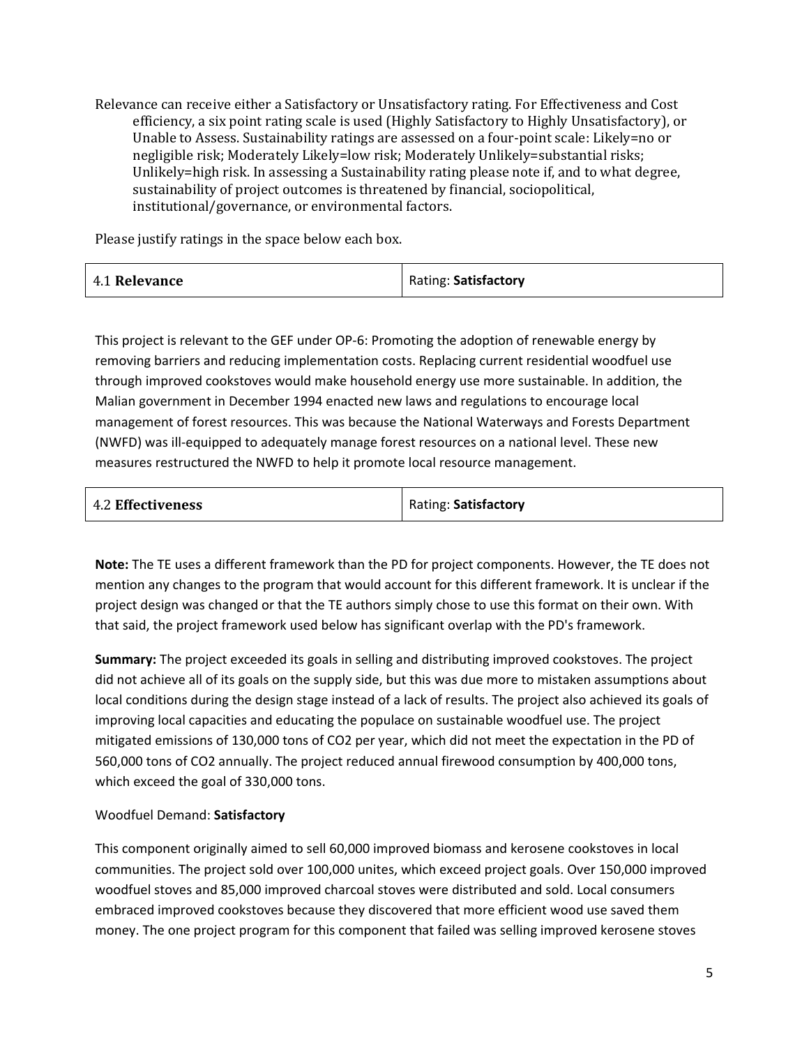Relevance can receive either a Satisfactory or Unsatisfactory rating. For Effectiveness and Cost efficiency, a six point rating scale is used (Highly Satisfactory to Highly Unsatisfactory), or Unable to Assess. Sustainability ratings are assessed on a four-point scale: Likely=no or negligible risk; Moderately Likely=low risk; Moderately Unlikely=substantial risks; Unlikely=high risk. In assessing a Sustainability rating please note if, and to what degree, sustainability of project outcomes is threatened by financial, sociopolitical, institutional/governance, or environmental factors.

Please justify ratings in the space below each box.

| 4.1 **Relevance** | Rating: **Satisfactory** |
|---|---|

This project is relevant to the GEF under OP-6: Promoting the adoption of renewable energy by removing barriers and reducing implementation costs. Replacing current residential woodfuel use through improved cookstoves would make household energy use more sustainable. In addition, the Malian government in December 1994 enacted new laws and regulations to encourage local management of forest resources. This was because the National Waterways and Forests Department (NWFD) was ill-equipped to adequately manage forest resources on a national level. These new measures restructured the NWFD to help it promote local resource management.

| 4.2 **Effectiveness** | Rating: **Satisfactory** |
|---|---|

**Note:** The TE uses a different framework than the PD for project components. However, the TE does not mention any changes to the program that would account for this different framework. It is unclear if the project design was changed or that the TE authors simply chose to use this format on their own. With that said, the project framework used below has significant overlap with the PD's framework.

**Summary:** The project exceeded its goals in selling and distributing improved cookstoves. The project did not achieve all of its goals on the supply side, but this was due more to mistaken assumptions about local conditions during the design stage instead of a lack of results. The project also achieved its goals of improving local capacities and educating the populace on sustainable woodfuel use. The project mitigated emissions of 130,000 tons of $CO_2$ per year, which did not meet the expectation in the PD of 560,000 tons of $CO_2$ annually. The project reduced annual firewood consumption by 400,000 tons, which exceed the goal of 330,000 tons.

Woodfuel Demand: **Satisfactory**

This component originally aimed to sell 60,000 improved biomass and kerosene cookstoves in local communities. The project sold over 100,000 unites, which exceed project goals. Over 150,000 improved woodfuel stoves and 85,000 improved charcoal stoves were distributed and sold. Local consumers embraced improved cookstoves because they discovered that more efficient wood use saved them money. The one project program for this component that failed was selling improved kerosene stoves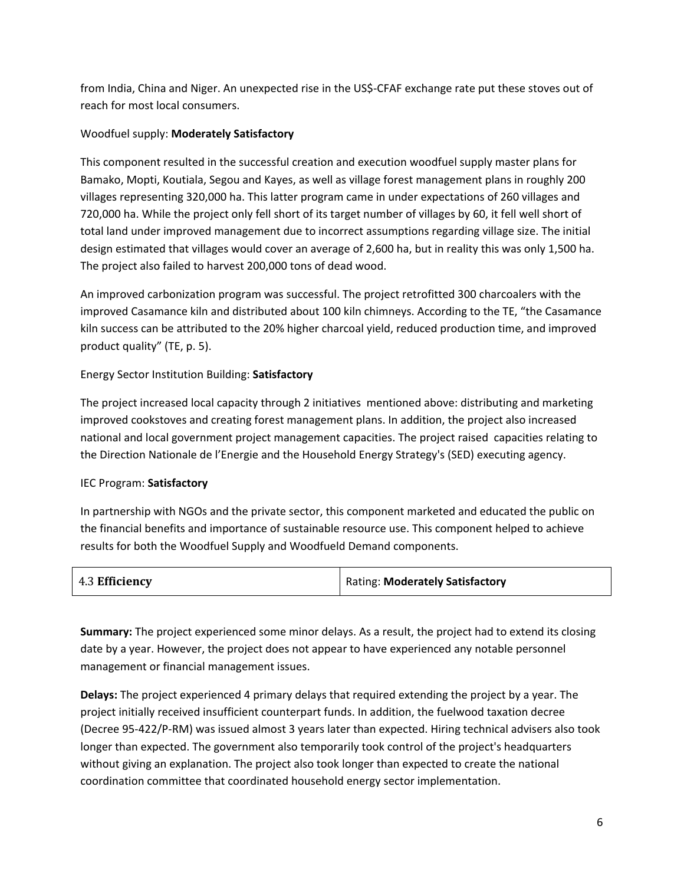from India, China and Niger. An unexpected rise in the US$-CFAF exchange rate put these stoves out of reach for most local consumers.

Woodfuel supply: **Moderately Satisfactory**

This component resulted in the successful creation and execution woodfuel supply master plans for Bamako, Mopti, Koutiala, Segou and Kayes, as well as village forest management plans in roughly 200 villages representing 320,000 ha. This latter program came in under expectations of 260 villages and 720,000 ha. While the project only fell short of its target number of villages by 60, it fell well short of total land under improved management due to incorrect assumptions regarding village size. The initial design estimated that villages would cover an average of 2,600 ha, but in reality this was only 1,500 ha. The project also failed to harvest 200,000 tons of dead wood.

An improved carbonization program was successful. The project retrofitted 300 charcoalers with the improved Casamance kiln and distributed about 100 kiln chimneys. According to the TE, "the Casamance kiln success can be attributed to the 20% higher charcoal yield, reduced production time, and improved product quality" (TE, p. 5).

Energy Sector Institution Building: **Satisfactory**

The project increased local capacity through 2 initiatives mentioned above: distributing and marketing improved cookstoves and creating forest management plans. In addition, the project also increased national and local government project management capacities. The project raised capacities relating to the Direction Nationale de l'Energie and the Household Energy Strategy's (SED) executing agency.

IEC Program: **Satisfactory**

In partnership with NGOs and the private sector, this component marketed and educated the public on the financial benefits and importance of sustainable resource use. This component helped to achieve results for both the Woodfuel Supply and Woodfueld Demand components.

| 4.3 **Efficiency** | Rating: **Moderately Satisfactory** |
|---|---|

**Summary:** The project experienced some minor delays. As a result, the project had to extend its closing date by a year. However, the project does not appear to have experienced any notable personnel management or financial management issues.

**Delays:** The project experienced 4 primary delays that required extending the project by a year. The project initially received insufficient counterpart funds. In addition, the fuelwood taxation decree (Decree 95-422/P-RM) was issued almost 3 years later than expected. Hiring technical advisers also took longer than expected. The government also temporarily took control of the project's headquarters without giving an explanation. The project also took longer than expected to create the national coordination committee that coordinated household energy sector implementation.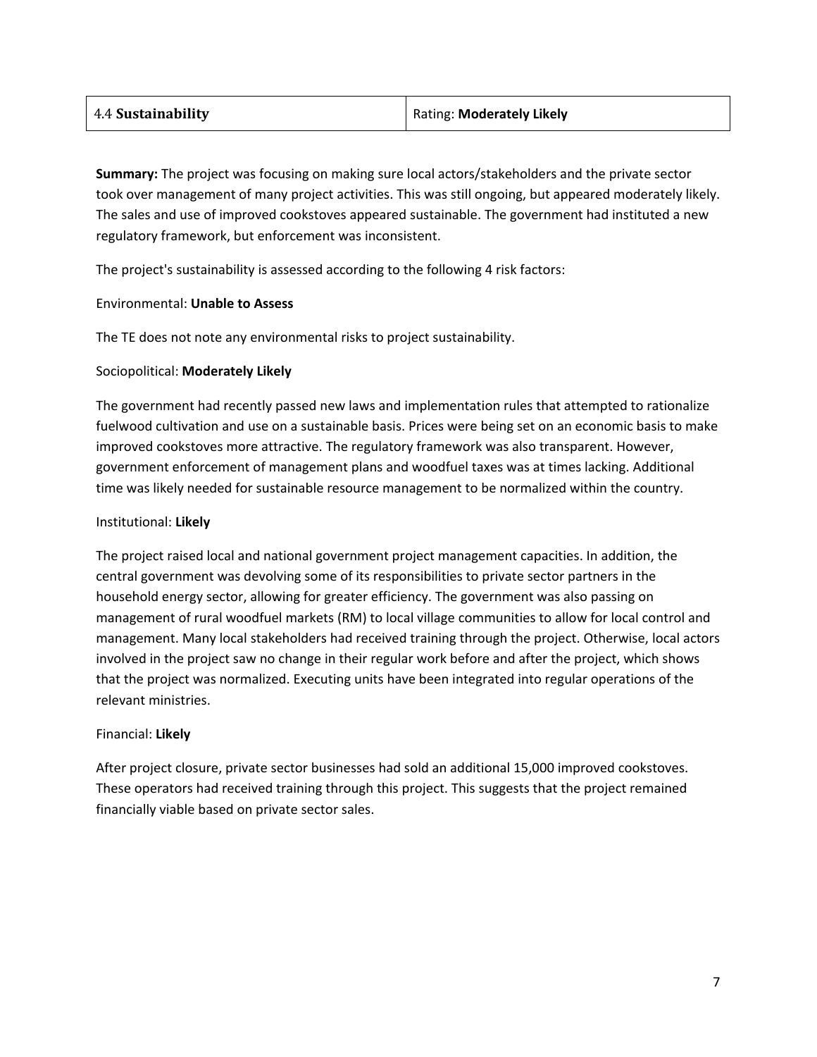| 4.4 **Sustainability** | Rating: **Moderately Likely** |
|---|---|

**Summary:** The project was focusing on making sure local actors/stakeholders and the private sector took over management of many project activities. This was still ongoing, but appeared moderately likely. The sales and use of improved cookstoves appeared sustainable. The government had instituted a new regulatory framework, but enforcement was inconsistent.

The project's sustainability is assessed according to the following 4 risk factors:

Environmental: **Unable to Assess**

The TE does not note any environmental risks to project sustainability.

Sociopolitical: **Moderately Likely**

The government had recently passed new laws and implementation rules that attempted to rationalize fuelwood cultivation and use on a sustainable basis. Prices were being set on an economic basis to make improved cookstoves more attractive. The regulatory framework was also transparent. However, government enforcement of management plans and woodfuel taxes was at times lacking. Additional time was likely needed for sustainable resource management to be normalized within the country.

Institutional: **Likely**

The project raised local and national government project management capacities. In addition, the central government was devolving some of its responsibilities to private sector partners in the household energy sector, allowing for greater efficiency. The government was also passing on management of rural woodfuel markets (RM) to local village communities to allow for local control and management. Many local stakeholders had received training through the project. Otherwise, local actors involved in the project saw no change in their regular work before and after the project, which shows that the project was normalized. Executing units have been integrated into regular operations of the relevant ministries.

Financial: **Likely**

After project closure, private sector businesses had sold an additional 15,000 improved cookstoves. These operators had received training through this project. This suggests that the project remained financially viable based on private sector sales.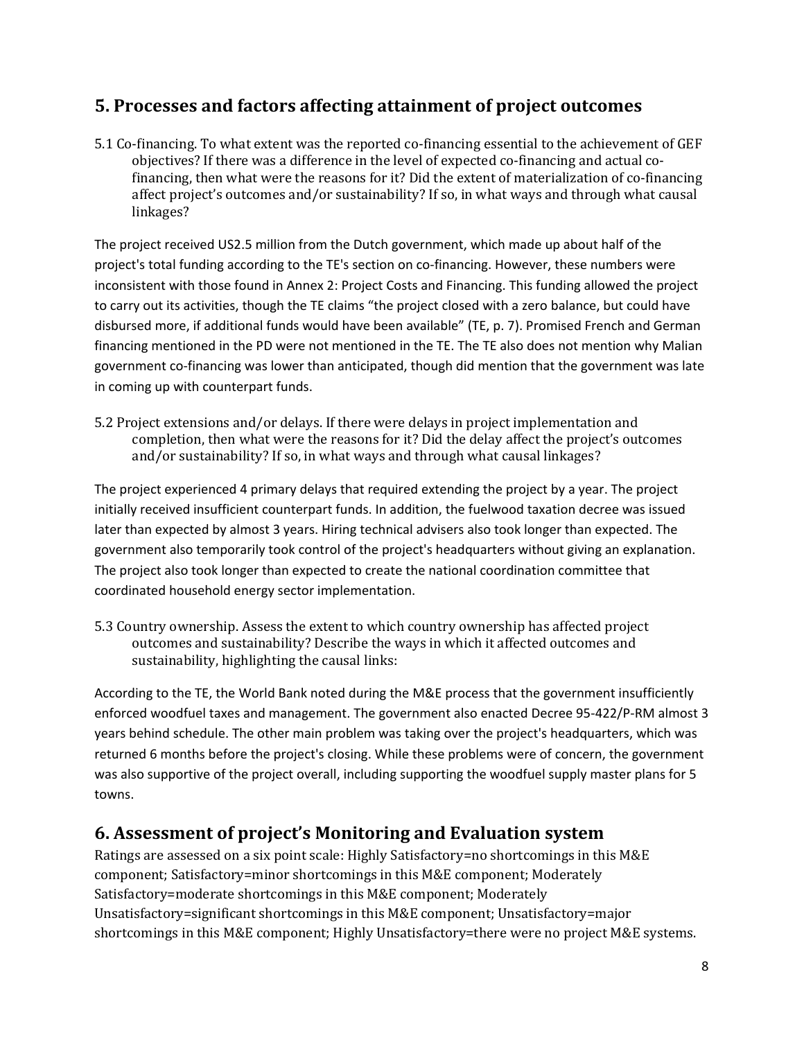## 5. Processes and factors affecting attainment of project outcomes

5.1 Co-financing. To what extent was the reported co-financing essential to the achievement of GEF objectives? If there was a difference in the level of expected co-financing and actual co-financing, then what were the reasons for it? Did the extent of materialization of co-financing affect project's outcomes and/or sustainability? If so, in what ways and through what causal linkages?

The project received US2.5 million from the Dutch government, which made up about half of the project's total funding according to the TE's section on co-financing. However, these numbers were inconsistent with those found in Annex 2: Project Costs and Financing. This funding allowed the project to carry out its activities, though the TE claims "the project closed with a zero balance, but could have disbursed more, if additional funds would have been available" (TE, p. 7). Promised French and German financing mentioned in the PD were not mentioned in the TE. The TE also does not mention why Malian government co-financing was lower than anticipated, though did mention that the government was late in coming up with counterpart funds.

5.2 Project extensions and/or delays. If there were delays in project implementation and completion, then what were the reasons for it? Did the delay affect the project's outcomes and/or sustainability? If so, in what ways and through what causal linkages?

The project experienced 4 primary delays that required extending the project by a year. The project initially received insufficient counterpart funds. In addition, the fuelwood taxation decree was issued later than expected by almost 3 years. Hiring technical advisers also took longer than expected. The government also temporarily took control of the project's headquarters without giving an explanation. The project also took longer than expected to create the national coordination committee that coordinated household energy sector implementation.

5.3 Country ownership. Assess the extent to which country ownership has affected project outcomes and sustainability? Describe the ways in which it affected outcomes and sustainability, highlighting the causal links:

According to the TE, the World Bank noted during the M&E process that the government insufficiently enforced woodfuel taxes and management. The government also enacted Decree 95-422/P-RM almost 3 years behind schedule. The other main problem was taking over the project's headquarters, which was returned 6 months before the project's closing. While these problems were of concern, the government was also supportive of the project overall, including supporting the woodfuel supply master plans for 5 towns.

## 6. Assessment of project's Monitoring and Evaluation system

Ratings are assessed on a six point scale: Highly Satisfactory=no shortcomings in this M&E component; Satisfactory=minor shortcomings in this M&E component; Moderately Satisfactory=moderate shortcomings in this M&E component; Moderately Unsatisfactory=significant shortcomings in this M&E component; Unsatisfactory=major shortcomings in this M&E component; Highly Unsatisfactory=there were no project M&E systems.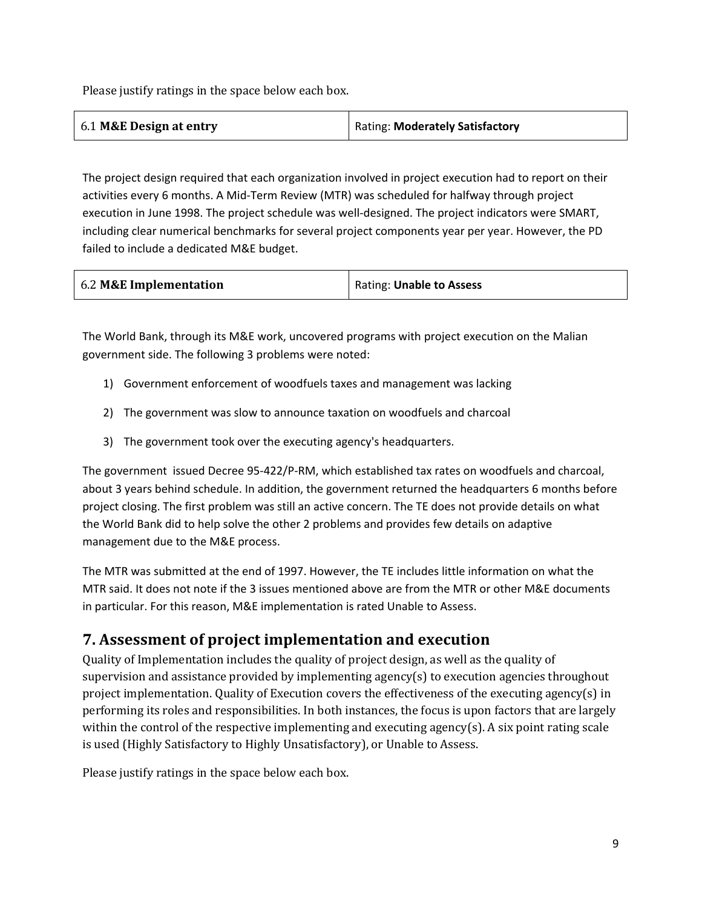Please justify ratings in the space below each box.

| 6.1 **M&E Design at entry** | Rating: **Moderately Satisfactory** |
|---|---|

The project design required that each organization involved in project execution had to report on their activities every 6 months. A Mid-Term Review (MTR) was scheduled for halfway through project execution in June 1998. The project schedule was well-designed. The project indicators were SMART, including clear numerical benchmarks for several project components year per year. However, the PD failed to include a dedicated M&E budget.

| 6.2 **M&E Implementation** | Rating: **Unable to Assess** |
|---|---|

The World Bank, through its M&E work, uncovered programs with project execution on the Malian government side. The following 3 problems were noted:

1) Government enforcement of woodfuels taxes and management was lacking
2) The government was slow to announce taxation on woodfuels and charcoal
3) The government took over the executing agency's headquarters.

The government issued Decree 95-422/P-RM, which established tax rates on woodfuels and charcoal, about 3 years behind schedule. In addition, the government returned the headquarters 6 months before project closing. The first problem was still an active concern. The TE does not provide details on what the World Bank did to help solve the other 2 problems and provides few details on adaptive management due to the M&E process.

The MTR was submitted at the end of 1997. However, the TE includes little information on what the MTR said. It does not note if the 3 issues mentioned above are from the MTR or other M&E documents in particular. For this reason, M&E implementation is rated Unable to Assess.

## 7. Assessment of project implementation and execution

Quality of Implementation includes the quality of project design, as well as the quality of supervision and assistance provided by implementing agency(s) to execution agencies throughout project implementation. Quality of Execution covers the effectiveness of the executing agency(s) in performing its roles and responsibilities. In both instances, the focus is upon factors that are largely within the control of the respective implementing and executing agency(s). A six point rating scale is used (Highly Satisfactory to Highly Unsatisfactory), or Unable to Assess.

Please justify ratings in the space below each box.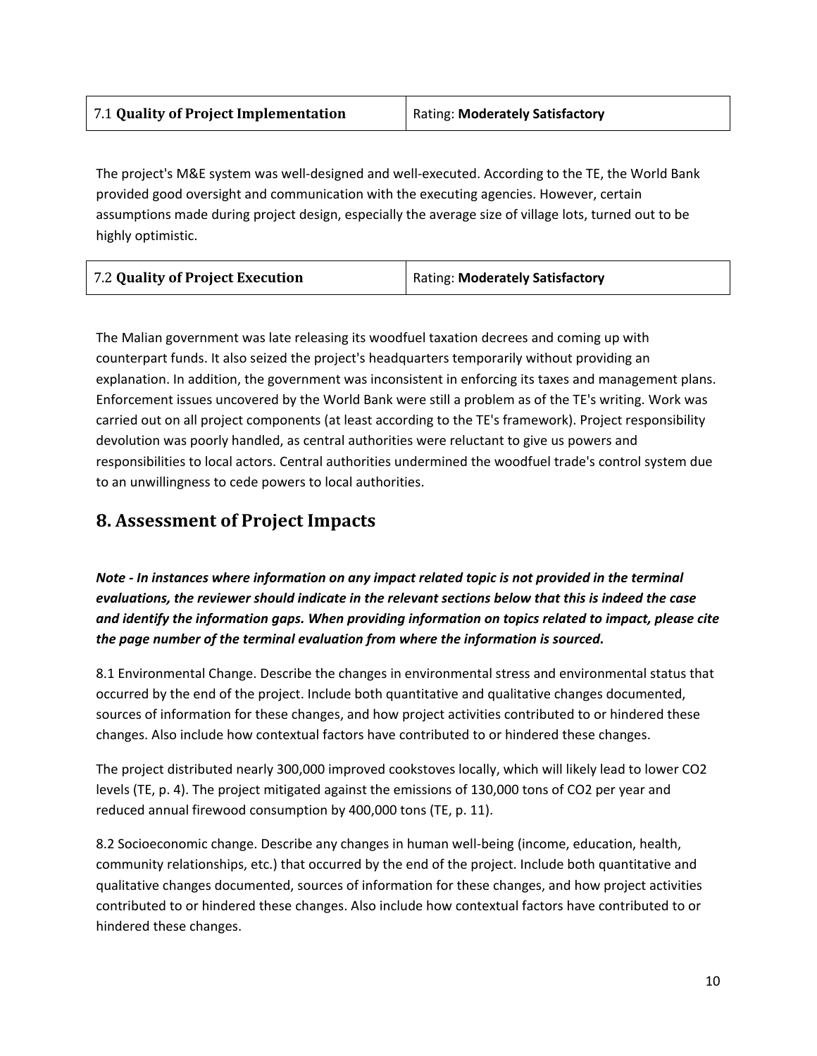| 7.1 **Quality of Project Implementation** | Rating: **Moderately Satisfactory** |
|---|---|

The project's M&E system was well-designed and well-executed. According to the TE, the World Bank provided good oversight and communication with the executing agencies. However, certain assumptions made during project design, especially the average size of village lots, turned out to be highly optimistic.

| 7.2 **Quality of Project Execution** | Rating: **Moderately Satisfactory** |
|---|---|

The Malian government was late releasing its woodfuel taxation decrees and coming up with counterpart funds. It also seized the project's headquarters temporarily without providing an explanation. In addition, the government was inconsistent in enforcing its taxes and management plans. Enforcement issues uncovered by the World Bank were still a problem as of the TE's writing. Work was carried out on all project components (at least according to the TE's framework). Project responsibility devolution was poorly handled, as central authorities were reluctant to give us powers and responsibilities to local actors. Central authorities undermined the woodfuel trade's control system due to an unwillingness to cede powers to local authorities.

## 8. Assessment of Project Impacts

***Note - In instances where information on any impact related topic is not provided in the terminal evaluations, the reviewer should indicate in the relevant sections below that this is indeed the case and identify the information gaps. When providing information on topics related to impact, please cite the page number of the terminal evaluation from where the information is sourced.***

8.1 Environmental Change. Describe the changes in environmental stress and environmental status that occurred by the end of the project. Include both quantitative and qualitative changes documented, sources of information for these changes, and how project activities contributed to or hindered these changes. Also include how contextual factors have contributed to or hindered these changes.

The project distributed nearly 300,000 improved cookstoves locally, which will likely lead to lower $CO_2$ levels (TE, p. 4). The project mitigated against the emissions of 130,000 tons of $CO_2$ per year and reduced annual firewood consumption by 400,000 tons (TE, p. 11).

8.2 Socioeconomic change. Describe any changes in human well-being (income, education, health, community relationships, etc.) that occurred by the end of the project. Include both quantitative and qualitative changes documented, sources of information for these changes, and how project activities contributed to or hindered these changes. Also include how contextual factors have contributed to or hindered these changes.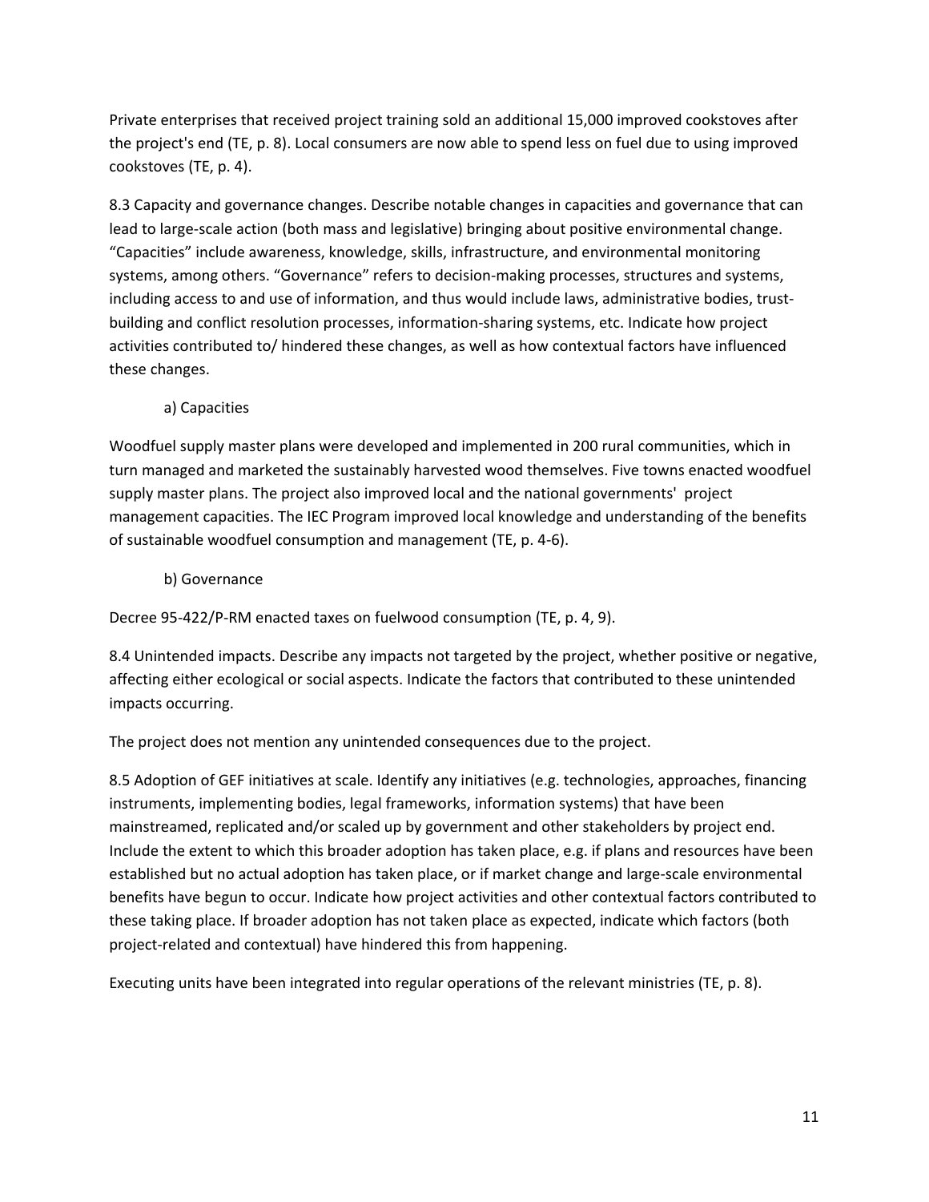Private enterprises that received project training sold an additional 15,000 improved cookstoves after the project's end (TE, p. 8). Local consumers are now able to spend less on fuel due to using improved cookstoves (TE, p. 4).

8.3 Capacity and governance changes. Describe notable changes in capacities and governance that can lead to large-scale action (both mass and legislative) bringing about positive environmental change. “Capacities” include awareness, knowledge, skills, infrastructure, and environmental monitoring systems, among others. “Governance” refers to decision-making processes, structures and systems, including access to and use of information, and thus would include laws, administrative bodies, trust-building and conflict resolution processes, information-sharing systems, etc. Indicate how project activities contributed to/ hindered these changes, as well as how contextual factors have influenced these changes.

a) Capacities

Woodfuel supply master plans were developed and implemented in 200 rural communities, which in turn managed and marketed the sustainably harvested wood themselves. Five towns enacted woodfuel supply master plans. The project also improved local and the national governments' project management capacities. The IEC Program improved local knowledge and understanding of the benefits of sustainable woodfuel consumption and management (TE, p. 4-6).

b) Governance

Decree 95-422/P-RM enacted taxes on fuelwood consumption (TE, p. 4, 9).

8.4 Unintended impacts. Describe any impacts not targeted by the project, whether positive or negative, affecting either ecological or social aspects. Indicate the factors that contributed to these unintended impacts occurring.

The project does not mention any unintended consequences due to the project.

8.5 Adoption of GEF initiatives at scale. Identify any initiatives (e.g. technologies, approaches, financing instruments, implementing bodies, legal frameworks, information systems) that have been mainstreamed, replicated and/or scaled up by government and other stakeholders by project end. Include the extent to which this broader adoption has taken place, e.g. if plans and resources have been established but no actual adoption has taken place, or if market change and large-scale environmental benefits have begun to occur. Indicate how project activities and other contextual factors contributed to these taking place. If broader adoption has not taken place as expected, indicate which factors (both project-related and contextual) have hindered this from happening.

Executing units have been integrated into regular operations of the relevant ministries (TE, p. 8).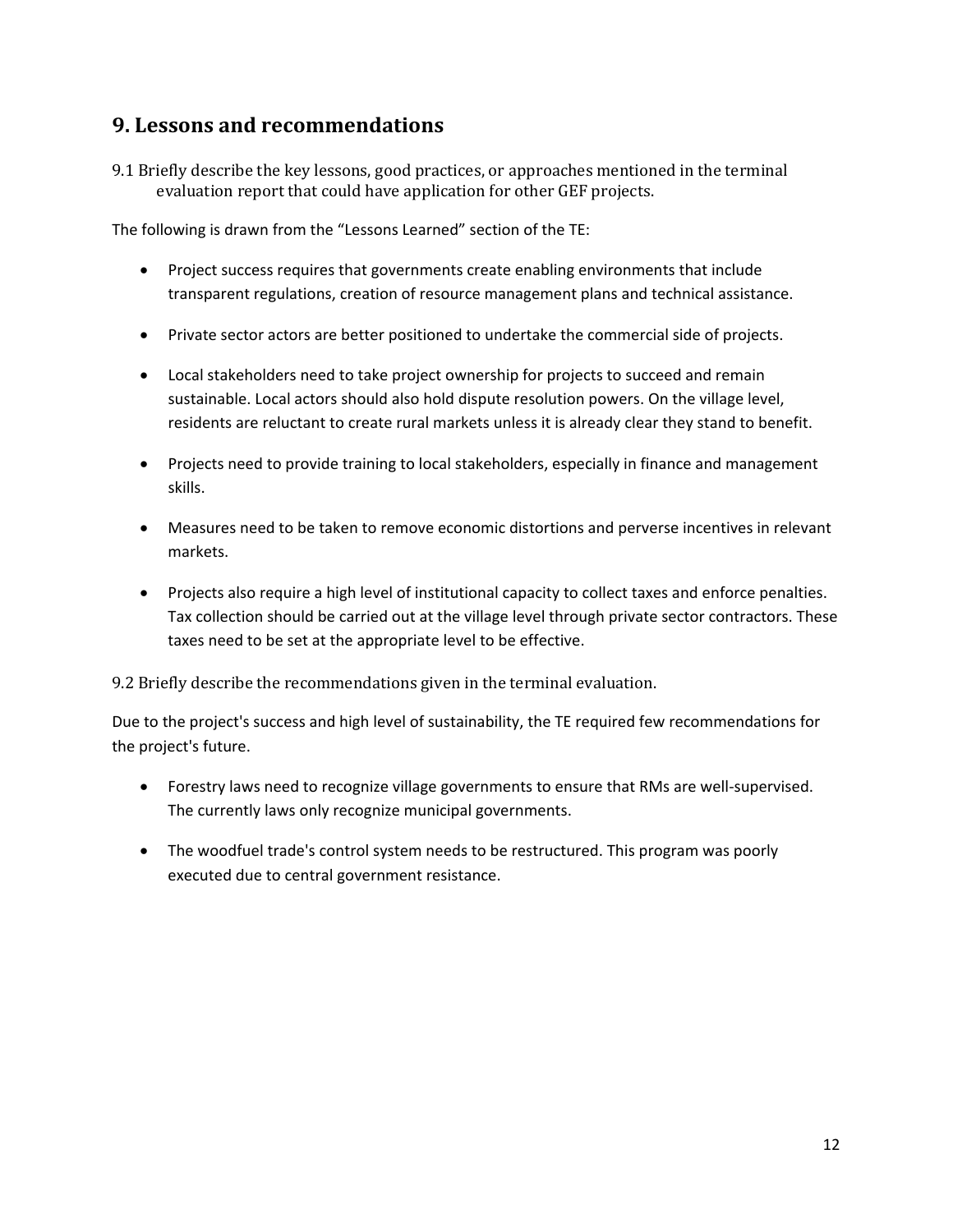## 9. Lessons and recommendations

9.1 Briefly describe the key lessons, good practices, or approaches mentioned in the terminal evaluation report that could have application for other GEF projects.

The following is drawn from the "Lessons Learned" section of the TE:

- Project success requires that governments create enabling environments that include transparent regulations, creation of resource management plans and technical assistance.
- Private sector actors are better positioned to undertake the commercial side of projects.
- Local stakeholders need to take project ownership for projects to succeed and remain sustainable. Local actors should also hold dispute resolution powers. On the village level, residents are reluctant to create rural markets unless it is already clear they stand to benefit.
- Projects need to provide training to local stakeholders, especially in finance and management skills.
- Measures need to be taken to remove economic distortions and perverse incentives in relevant markets.
- Projects also require a high level of institutional capacity to collect taxes and enforce penalties. Tax collection should be carried out at the village level through private sector contractors. These taxes need to be set at the appropriate level to be effective.

9.2 Briefly describe the recommendations given in the terminal evaluation.

Due to the project's success and high level of sustainability, the TE required few recommendations for the project's future.

- Forestry laws need to recognize village governments to ensure that RMs are well-supervised. The currently laws only recognize municipal governments.
- The woodfuel trade's control system needs to be restructured. This program was poorly executed due to central government resistance.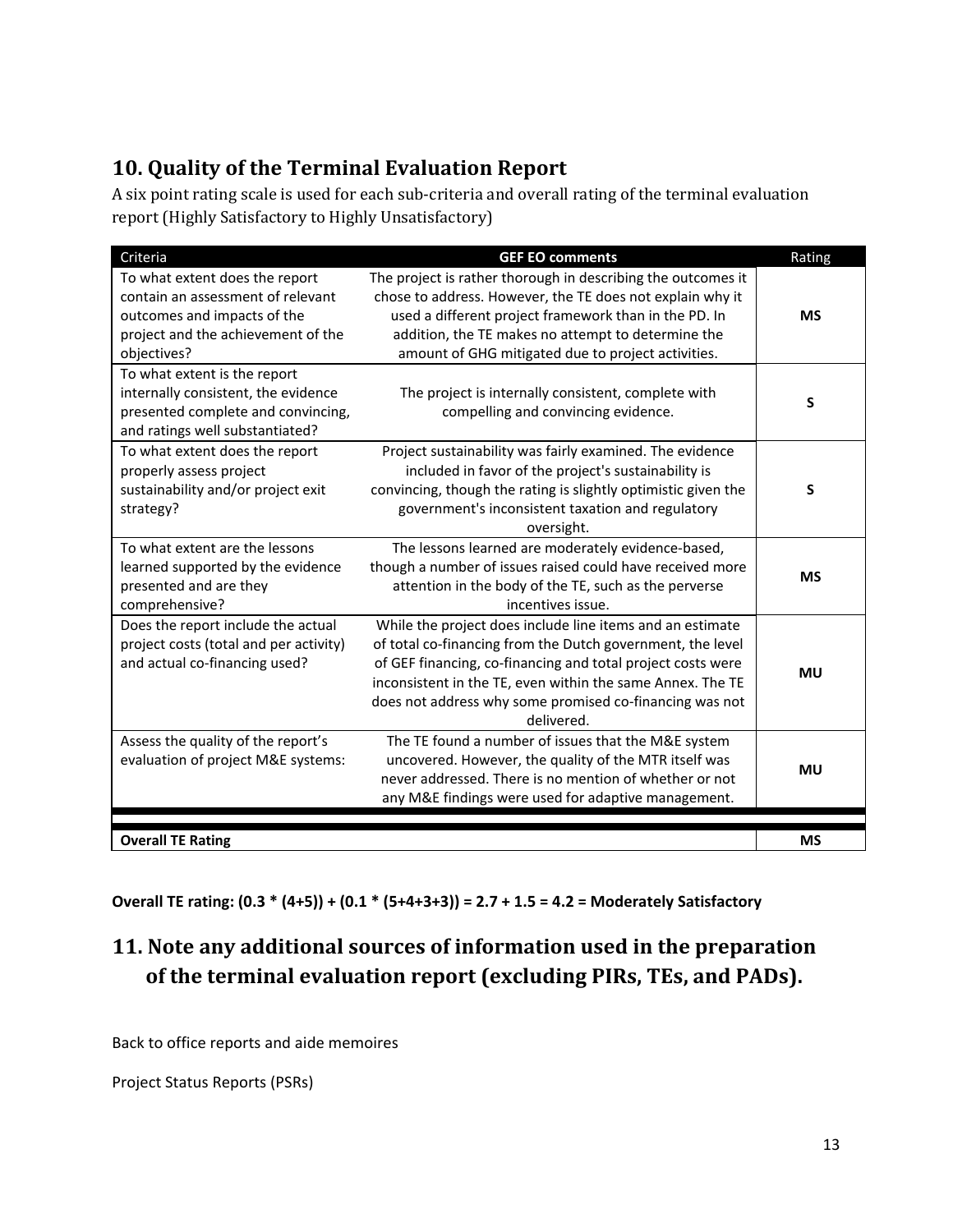## 10. Quality of the Terminal Evaluation Report

A six point rating scale is used for each sub-criteria and overall rating of the terminal evaluation report (Highly Satisfactory to Highly Unsatisfactory)

| Criteria | GEF EO comments | Rating |
|---|---|---|
| To what extent does the report contain an assessment of relevant outcomes and impacts of the project and the achievement of the objectives? | The project is rather thorough in describing the outcomes it chose to address. However, the TE does not explain why it used a different project framework than in the PD. In addition, the TE makes no attempt to determine the amount of GHG mitigated due to project activities. | **MS** |
| To what extent is the report internally consistent, the evidence presented complete and convincing, and ratings well substantiated? | The project is internally consistent, complete with compelling and convincing evidence. | **S** |
| To what extent does the report properly assess project sustainability and/or project exit strategy? | Project sustainability was fairly examined. The evidence included in favor of the project's sustainability is convincing, though the rating is slightly optimistic given the government's inconsistent taxation and regulatory oversight. | **S** |
| To what extent are the lessons learned supported by the evidence presented and are they comprehensive? | The lessons learned are moderately evidence-based, though a number of issues raised could have received more attention in the body of the TE, such as the perverse incentives issue. | **MS** |
| Does the report include the actual project costs (total and per activity) and actual co-financing used? | While the project does include line items and an estimate of total co-financing from the Dutch government, the level of GEF financing, co-financing and total project costs were inconsistent in the TE, even within the same Annex. The TE does not address why some promised co-financing was not delivered. | **MU** |
| Assess the quality of the report's evaluation of project M&E systems: | The TE found a number of issues that the M&E system uncovered. However, the quality of the MTR itself was never addressed. There is no mention of whether or not any M&E findings were used for adaptive management. | **MU** |
| **Overall TE Rating** | | **MS** |

**Overall TE rating: (0.3 * (4+5)) + (0.1 * (5+4+3+3)) = 2.7 + 1.5 = 4.2 = Moderately Satisfactory**

## 11. Note any additional sources of information used in the preparation of the terminal evaluation report (excluding PIRs, TEs, and PADs).

Back to office reports and aide memoires

Project Status Reports (PSRs)